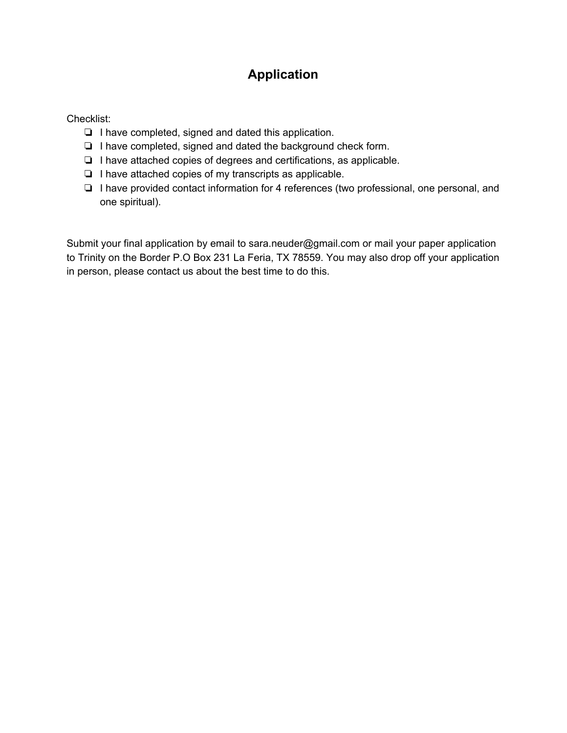# Application

Checklist:

- ❏ I have completed, signed and dated this application.
- ❏ I have completed, signed and dated the background check form.
- ❏ I have attached copies of degrees and certifications, as applicable.
- ❏ I have attached copies of my transcripts as applicable.
- ❏ I have provided contact information for 4 references (two professional, one personal, and one spiritual).

Submit your final application by email to sara.neuder@gmail.com or mail your paper application to Trinity on the Border P.O Box 231 La Feria, TX 78559. You may also drop off your application in person, please contact us about the best time to do this.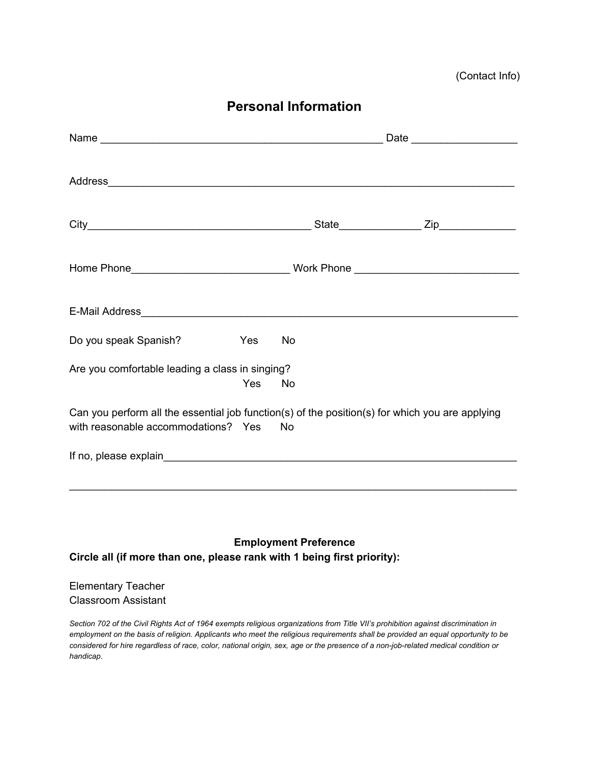(Contact Info)

## Personal Information

Name _______________________________________________ Date _________________

Address_____________________________________________________________________

City______________________________________ State_____________ Zip____________

Home Phone__________________________ Work Phone ___________________________

E-Mail Address_______________________________________________________________

Do you speak Spanish? Yes No

Are you comfortable leading a class in singing?
Yes No

Can you perform all the essential job function(s) of the position(s) for which you are applying with reasonable accommodations? Yes No

If no, please explain_____________________________________________________________

_________________________________________________________________________

**Employment Preference**

**Circle all (if more than one, please rank with 1 being first priority):**

Elementary Teacher
Classroom Assistant

*Section 702 of the Civil Rights Act of 1964 exempts religious organizations from Title VII's prohibition against discrimination in employment on the basis of religion. Applicants who meet the religious requirements shall be provided an equal opportunity to be considered for hire regardless of race, color, national origin, sex, age or the presence of a non-job-related medical condition or handicap.*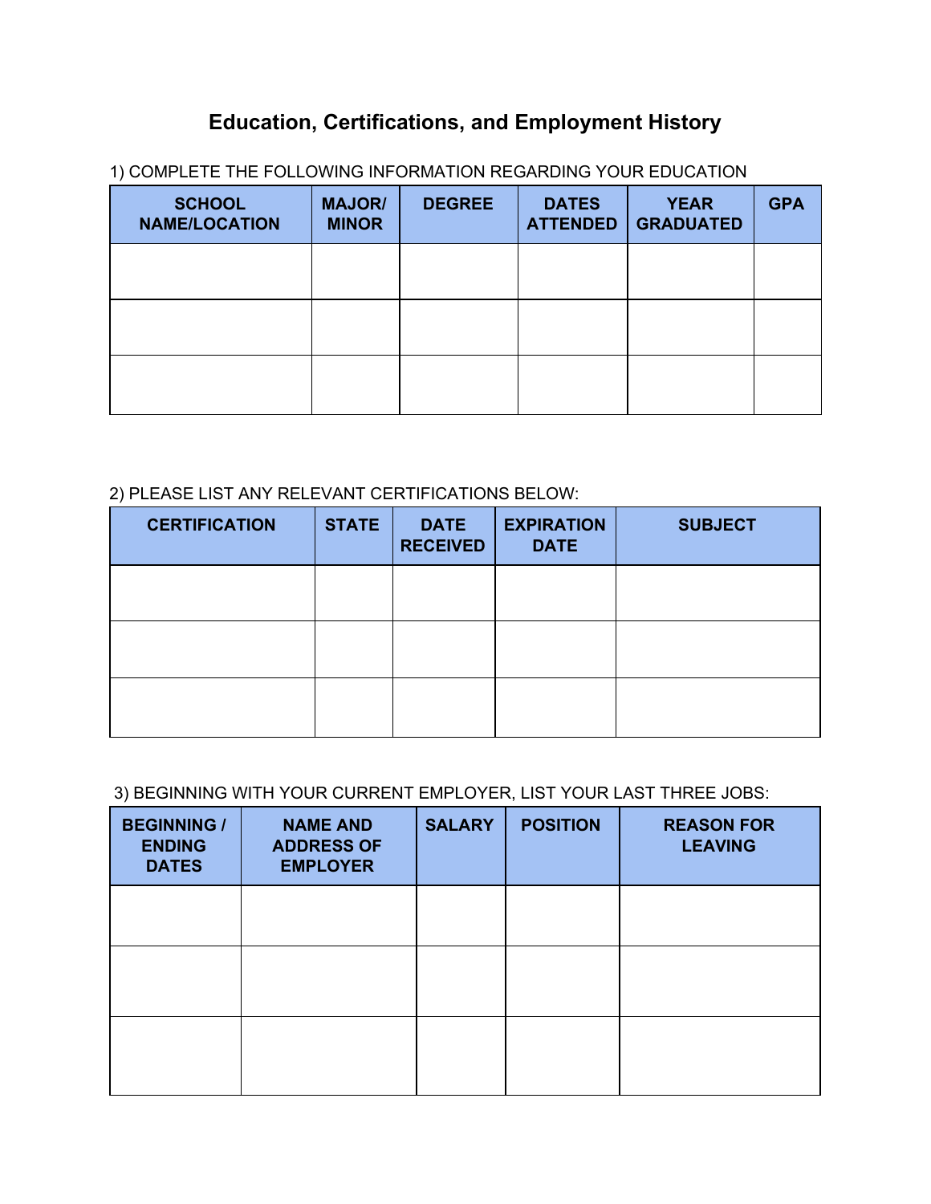# Education, Certifications, and Employment History

1) COMPLETE THE FOLLOWING INFORMATION REGARDING YOUR EDUCATION

| SCHOOL NAME/LOCATION | MAJOR/ MINOR | DEGREE | DATES ATTENDED | YEAR GRADUATED | GPA |
|---|---|---|---|---|---|
| | | | | | |
| | | | | | |
| | | | | | |

2) PLEASE LIST ANY RELEVANT CERTIFICATIONS BELOW:

| CERTIFICATION | STATE | DATE RECEIVED | EXPIRATION DATE | SUBJECT |
|---|---|---|---|---|
| | | | | |
| | | | | |
| | | | | |

3) BEGINNING WITH YOUR CURRENT EMPLOYER, LIST YOUR LAST THREE JOBS:

| BEGINNING / ENDING DATES | NAME AND ADDRESS OF EMPLOYER | SALARY | POSITION | REASON FOR LEAVING |
|---|---|---|---|---|
| | | | | |
| | | | | |
| | | | | |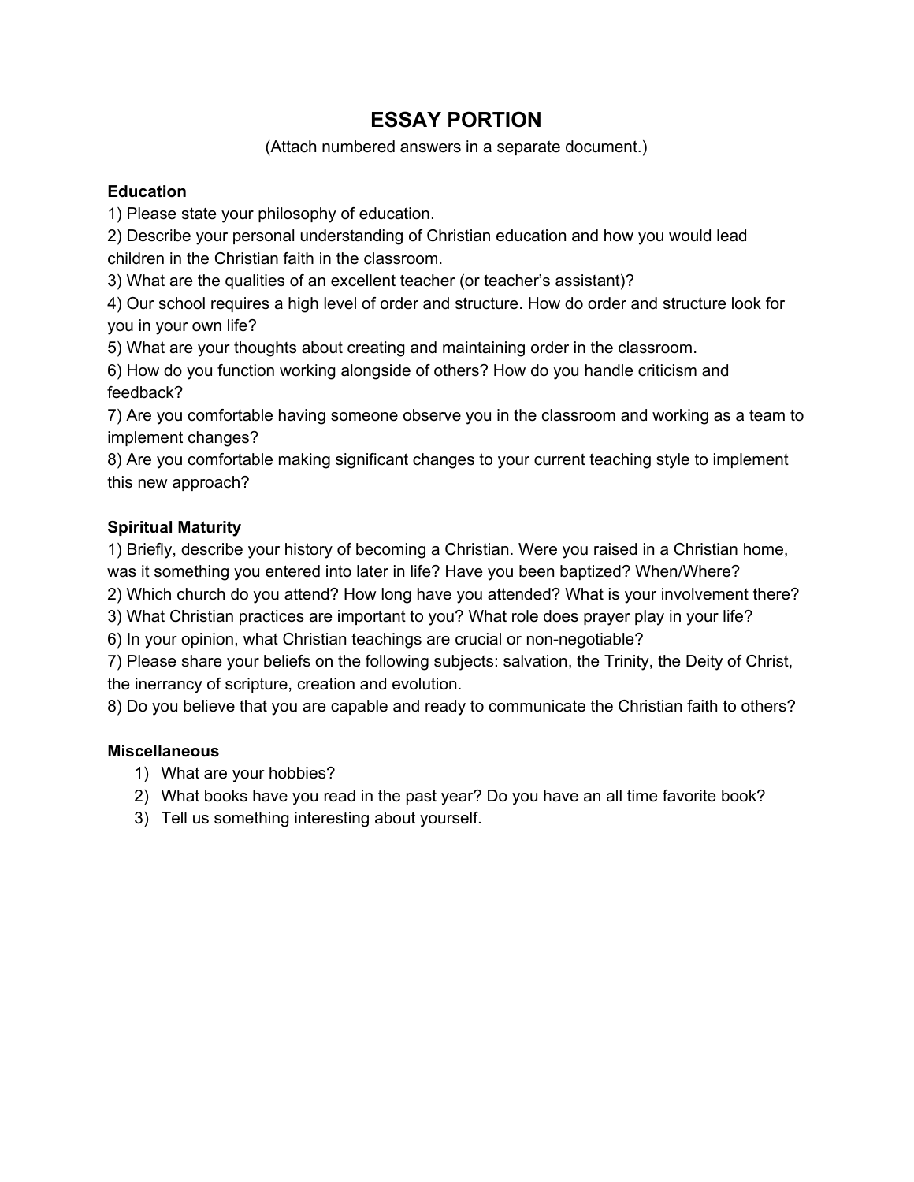# ESSAY PORTION

(Attach numbered answers in a separate document.)

**Education**

1) Please state your philosophy of education.
2) Describe your personal understanding of Christian education and how you would lead children in the Christian faith in the classroom.
3) What are the qualities of an excellent teacher (or teacher's assistant)?
4) Our school requires a high level of order and structure. How do order and structure look for you in your own life?
5) What are your thoughts about creating and maintaining order in the classroom.
6) How do you function working alongside of others? How do you handle criticism and feedback?
7) Are you comfortable having someone observe you in the classroom and working as a team to implement changes?
8) Are you comfortable making significant changes to your current teaching style to implement this new approach?

**Spiritual Maturity**

1) Briefly, describe your history of becoming a Christian. Were you raised in a Christian home, was it something you entered into later in life? Have you been baptized? When/Where?
2) Which church do you attend? How long have you attended? What is your involvement there?
3) What Christian practices are important to you? What role does prayer play in your life?
6) In your opinion, what Christian teachings are crucial or non-negotiable?
7) Please share your beliefs on the following subjects: salvation, the Trinity, the Deity of Christ, the inerrancy of scripture, creation and evolution.
8) Do you believe that you are capable and ready to communicate the Christian faith to others?

**Miscellaneous**

1) What are your hobbies?
2) What books have you read in the past year? Do you have an all time favorite book?
3) Tell us something interesting about yourself.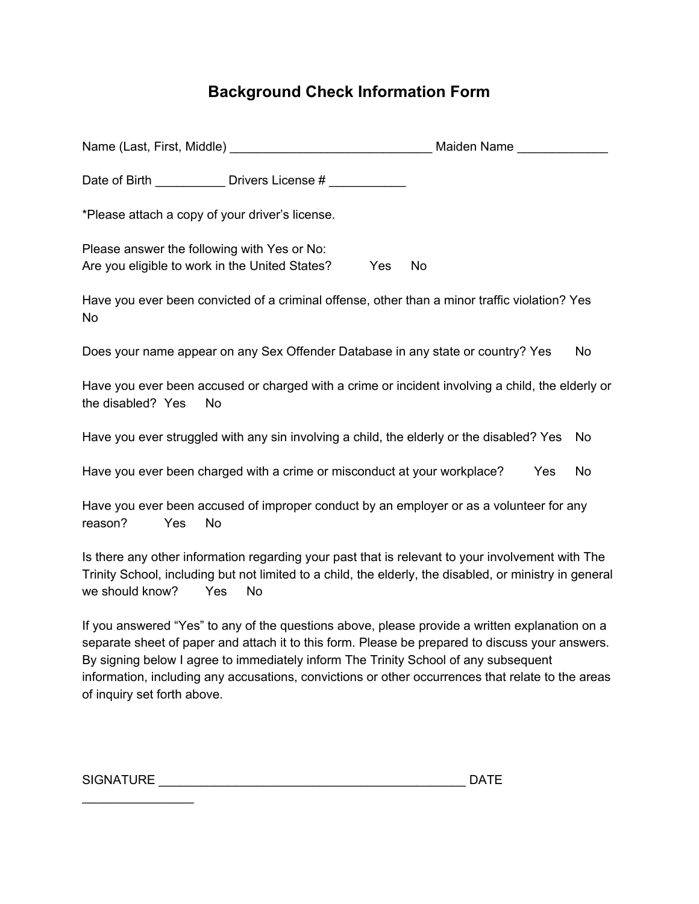# Background Check Information Form

Name (Last, First, Middle) _____________________________ Maiden Name _____________

Date of Birth __________ Drivers License # ___________

*Please attach a copy of your driver's license.

Please answer the following with Yes or No:
Are you eligible to work in the United States? Yes No

Have you ever been convicted of a criminal offense, other than a minor traffic violation? Yes No

Does your name appear on any Sex Offender Database in any state or country? Yes No

Have you ever been accused or charged with a crime or incident involving a child, the elderly or the disabled? Yes No

Have you ever struggled with any sin involving a child, the elderly or the disabled? Yes No

Have you ever been charged with a crime or misconduct at your workplace? Yes No

Have you ever been accused of improper conduct by an employer or as a volunteer for any reason? Yes No

Is there any other information regarding your past that is relevant to your involvement with The Trinity School, including but not limited to a child, the elderly, the disabled, or ministry in general we should know? Yes No

If you answered "Yes" to any of the questions above, please provide a written explanation on a separate sheet of paper and attach it to this form. Please be prepared to discuss your answers. By signing below I agree to immediately inform The Trinity School of any subsequent information, including any accusations, convictions or other occurrences that relate to the areas of inquiry set forth above.

SIGNATURE ____________________________________________ DATE ________________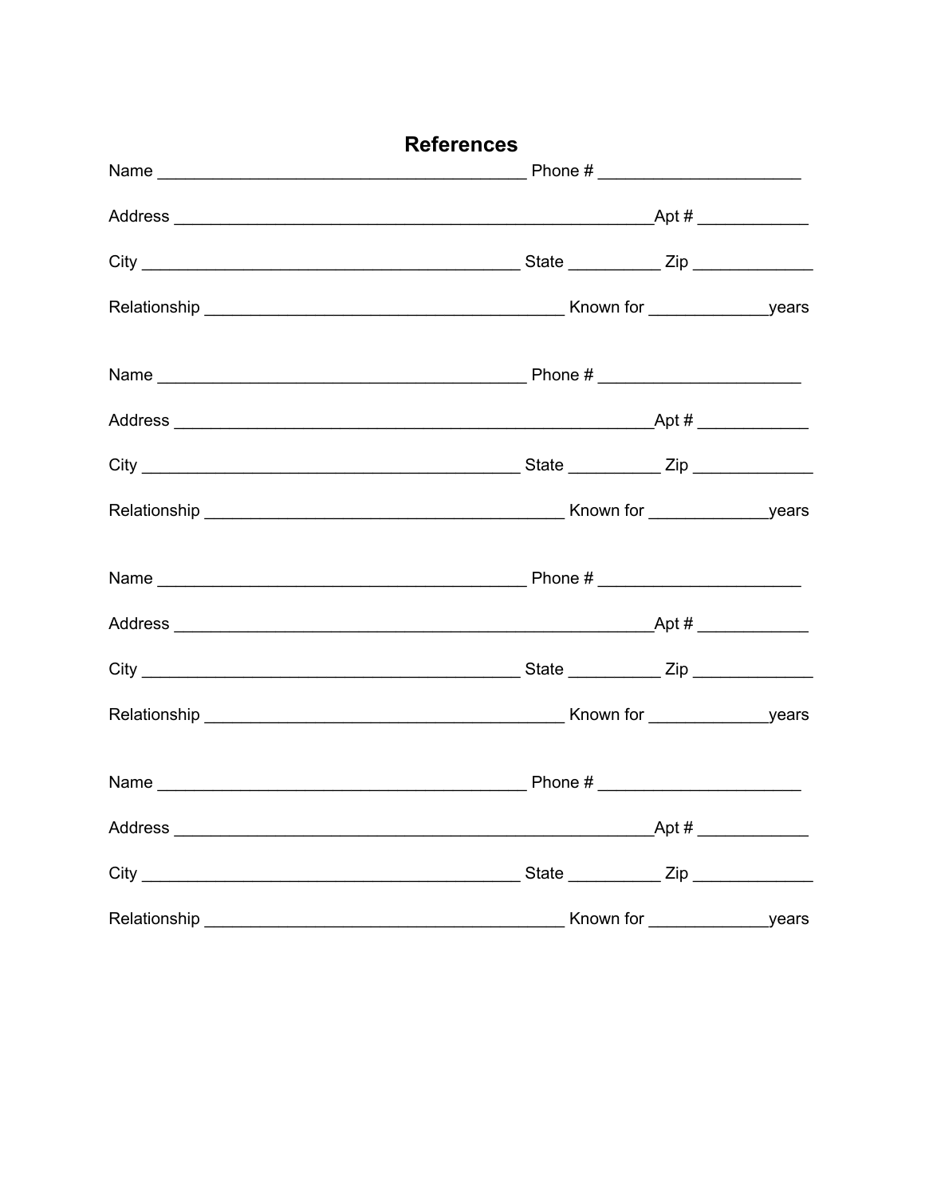## References

Name ________________________________________ Phone # ______________________

Address ____________________________________________________Apt # ____________

City _________________________________________ State __________ Zip _____________

Relationship _______________________________________ Known for _____________years

Name ________________________________________ Phone # ______________________

Address ____________________________________________________Apt # ____________

City _________________________________________ State __________ Zip _____________

Relationship _______________________________________ Known for _____________years

Name ________________________________________ Phone # ______________________

Address ____________________________________________________Apt # ____________

City _________________________________________ State __________ Zip _____________

Relationship _______________________________________ Known for _____________years

Name ________________________________________ Phone # ______________________

Address ____________________________________________________Apt # ____________

City _________________________________________ State __________ Zip _____________

Relationship _______________________________________ Known for _____________years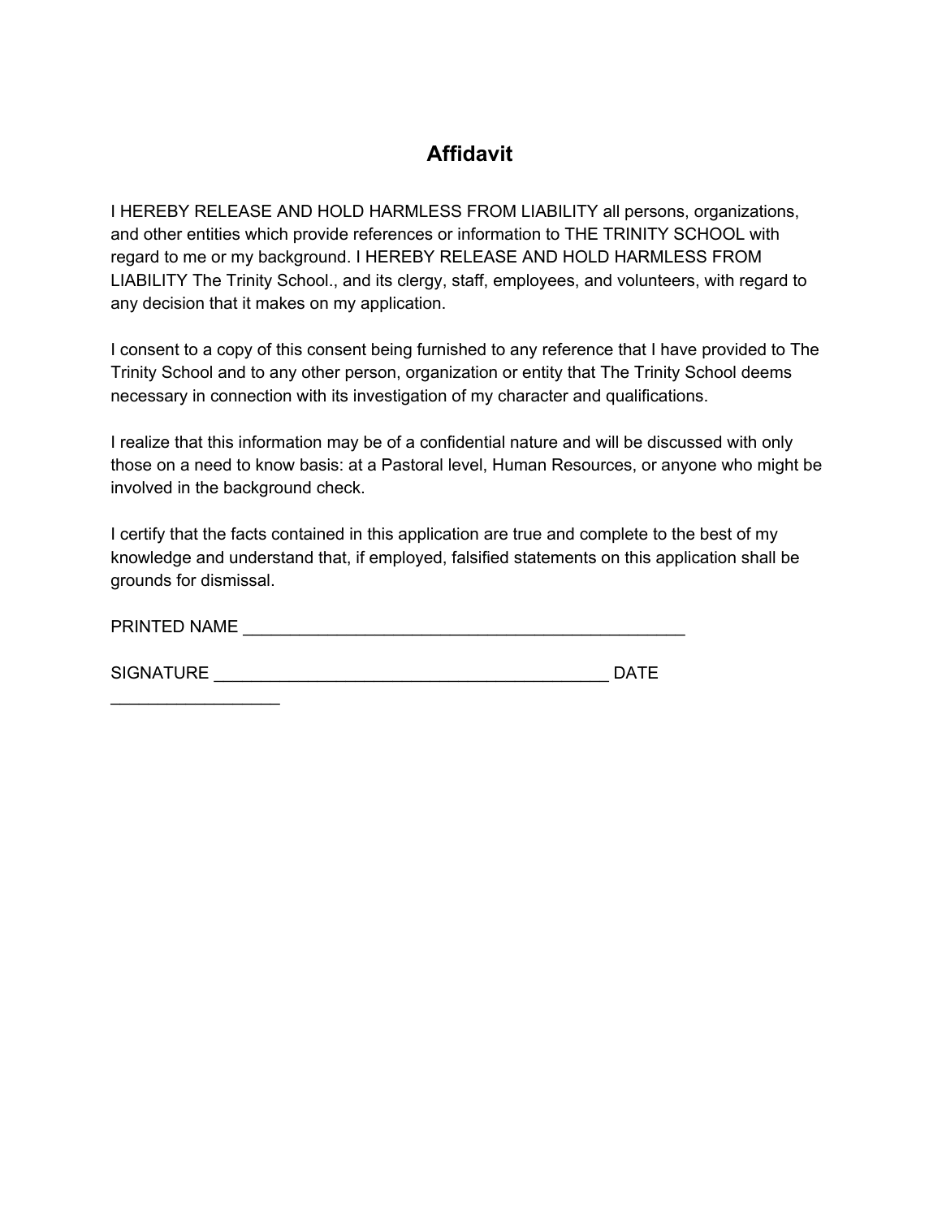# Affidavit

I HEREBY RELEASE AND HOLD HARMLESS FROM LIABILITY all persons, organizations, and other entities which provide references or information to THE TRINITY SCHOOL with regard to me or my background. I HEREBY RELEASE AND HOLD HARMLESS FROM LIABILITY The Trinity School., and its clergy, staff, employees, and volunteers, with regard to any decision that it makes on my application.

I consent to a copy of this consent being furnished to any reference that I have provided to The Trinity School and to any other person, organization or entity that The Trinity School deems necessary in connection with its investigation of my character and qualifications.

I realize that this information may be of a confidential nature and will be discussed with only those on a need to know basis: at a Pastoral level, Human Resources, or anyone who might be involved in the background check.

I certify that the facts contained in this application are true and complete to the best of my knowledge and understand that, if employed, falsified statements on this application shall be grounds for dismissal.

PRINTED NAME _______________________________________________

SIGNATURE ___________________________________________ DATE __________________